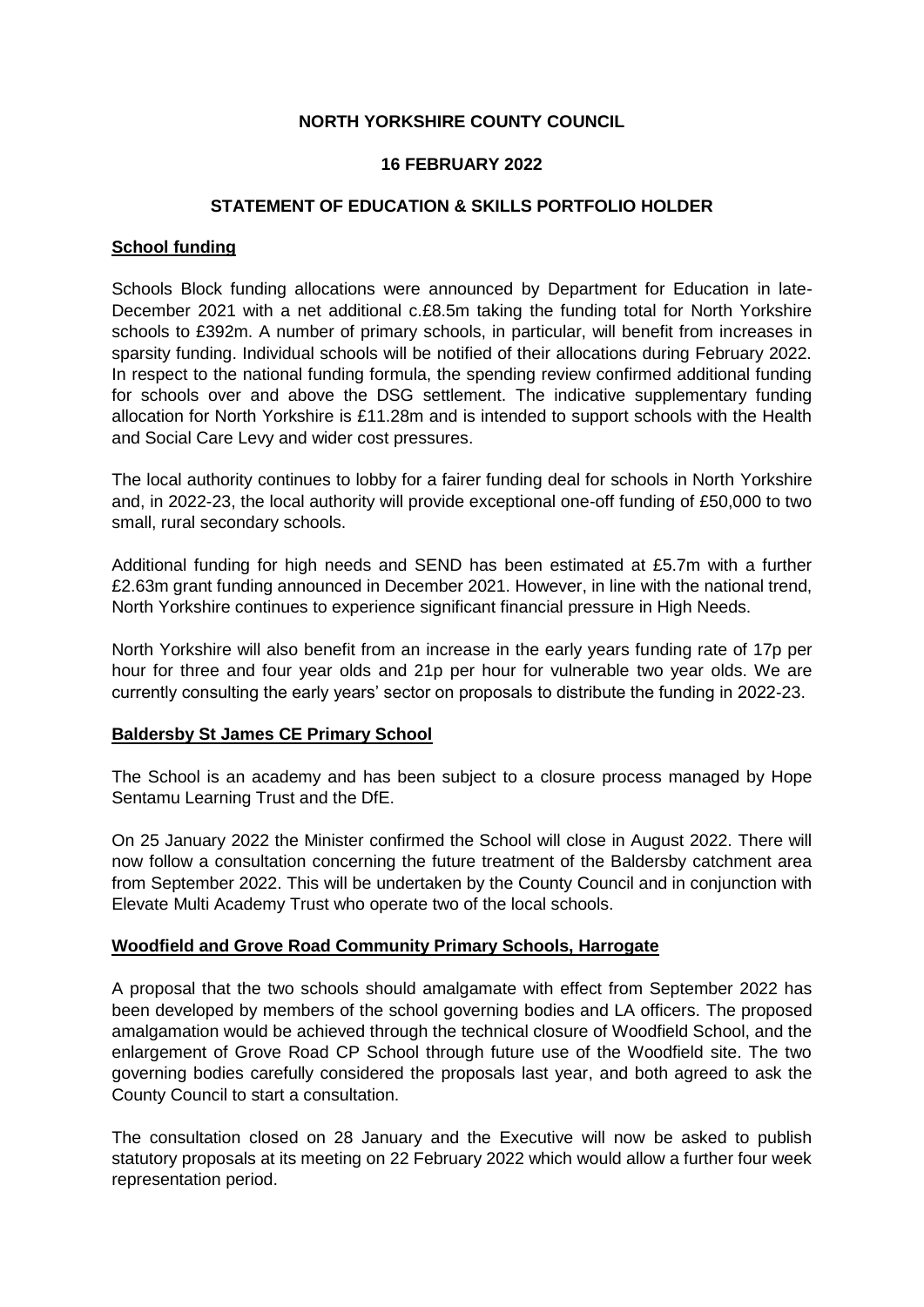**NORTH YORKSHIRE COUNTY COUNCIL**

**16 FEBRUARY 2022**

**STATEMENT OF EDUCATION & SKILLS PORTFOLIO HOLDER**

**School funding**

Schools Block funding allocations were announced by Department for Education in late-December 2021 with a net additional c.£8.5m taking the funding total for North Yorkshire schools to £392m. A number of primary schools, in particular, will benefit from increases in sparsity funding. Individual schools will be notified of their allocations during February 2022. In respect to the national funding formula, the spending review confirmed additional funding for schools over and above the DSG settlement. The indicative supplementary funding allocation for North Yorkshire is £11.28m and is intended to support schools with the Health and Social Care Levy and wider cost pressures.

The local authority continues to lobby for a fairer funding deal for schools in North Yorkshire and, in 2022-23, the local authority will provide exceptional one-off funding of £50,000 to two small, rural secondary schools.

Additional funding for high needs and SEND has been estimated at £5.7m with a further £2.63m grant funding announced in December 2021. However, in line with the national trend, North Yorkshire continues to experience significant financial pressure in High Needs.

North Yorkshire will also benefit from an increase in the early years funding rate of 17p per hour for three and four year olds and 21p per hour for vulnerable two year olds. We are currently consulting the early years' sector on proposals to distribute the funding in 2022-23.

**Baldersby St James CE Primary School**

The School is an academy and has been subject to a closure process managed by Hope Sentamu Learning Trust and the DfE.

On 25 January 2022 the Minister confirmed the School will close in August 2022. There will now follow a consultation concerning the future treatment of the Baldersby catchment area from September 2022. This will be undertaken by the County Council and in conjunction with Elevate Multi Academy Trust who operate two of the local schools.

**Woodfield and Grove Road Community Primary Schools, Harrogate**

A proposal that the two schools should amalgamate with effect from September 2022 has been developed by members of the school governing bodies and LA officers. The proposed amalgamation would be achieved through the technical closure of Woodfield School, and the enlargement of Grove Road CP School through future use of the Woodfield site. The two governing bodies carefully considered the proposals last year, and both agreed to ask the County Council to start a consultation.

The consultation closed on 28 January and the Executive will now be asked to publish statutory proposals at its meeting on 22 February 2022 which would allow a further four week representation period.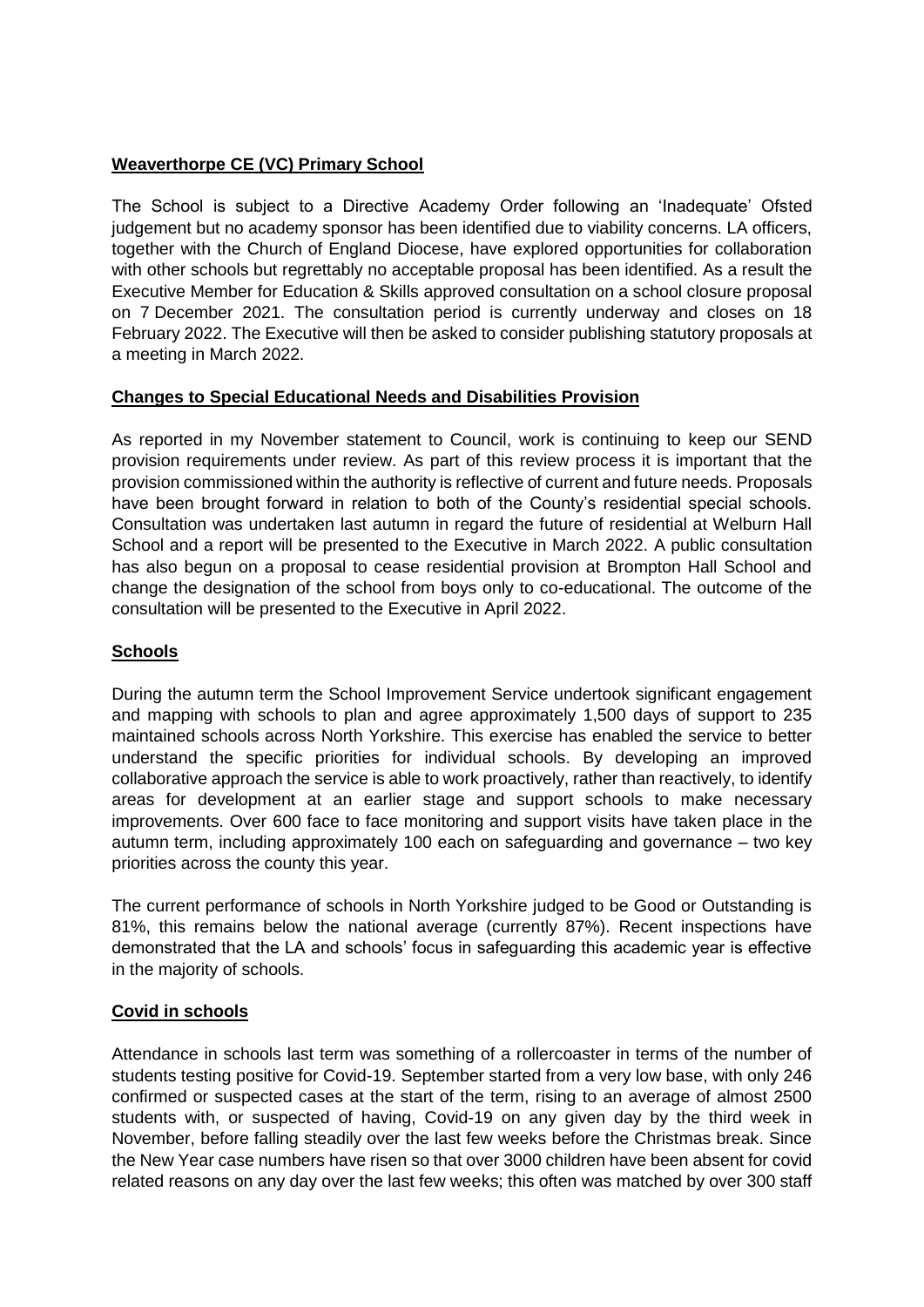## **Weaverthorpe CE (VC) Primary School**

The School is subject to a Directive Academy Order following an 'Inadequate' Ofsted judgement but no academy sponsor has been identified due to viability concerns. LA officers, together with the Church of England Diocese, have explored opportunities for collaboration with other schools but regrettably no acceptable proposal has been identified. As a result the Executive Member for Education & Skills approved consultation on a school closure proposal on 7 December 2021. The consultation period is currently underway and closes on 18 February 2022. The Executive will then be asked to consider publishing statutory proposals at a meeting in March 2022.

## **Changes to Special Educational Needs and Disabilities Provision**

As reported in my November statement to Council, work is continuing to keep our SEND provision requirements under review. As part of this review process it is important that the provision commissioned within the authority is reflective of current and future needs. Proposals have been brought forward in relation to both of the County's residential special schools. Consultation was undertaken last autumn in regard the future of residential at Welburn Hall School and a report will be presented to the Executive in March 2022. A public consultation has also begun on a proposal to cease residential provision at Brompton Hall School and change the designation of the school from boys only to co-educational. The outcome of the consultation will be presented to the Executive in April 2022.

## **Schools**

During the autumn term the School Improvement Service undertook significant engagement and mapping with schools to plan and agree approximately 1,500 days of support to 235 maintained schools across North Yorkshire. This exercise has enabled the service to better understand the specific priorities for individual schools. By developing an improved collaborative approach the service is able to work proactively, rather than reactively, to identify areas for development at an earlier stage and support schools to make necessary improvements. Over 600 face to face monitoring and support visits have taken place in the autumn term, including approximately 100 each on safeguarding and governance – two key priorities across the county this year.

The current performance of schools in North Yorkshire judged to be Good or Outstanding is 81%, this remains below the national average (currently 87%). Recent inspections have demonstrated that the LA and schools' focus in safeguarding this academic year is effective in the majority of schools.

## **Covid in schools**

Attendance in schools last term was something of a rollercoaster in terms of the number of students testing positive for Covid-19. September started from a very low base, with only 246 confirmed or suspected cases at the start of the term, rising to an average of almost 2500 students with, or suspected of having, Covid-19 on any given day by the third week in November, before falling steadily over the last few weeks before the Christmas break. Since the New Year case numbers have risen so that over 3000 children have been absent for covid related reasons on any day over the last few weeks; this often was matched by over 300 staff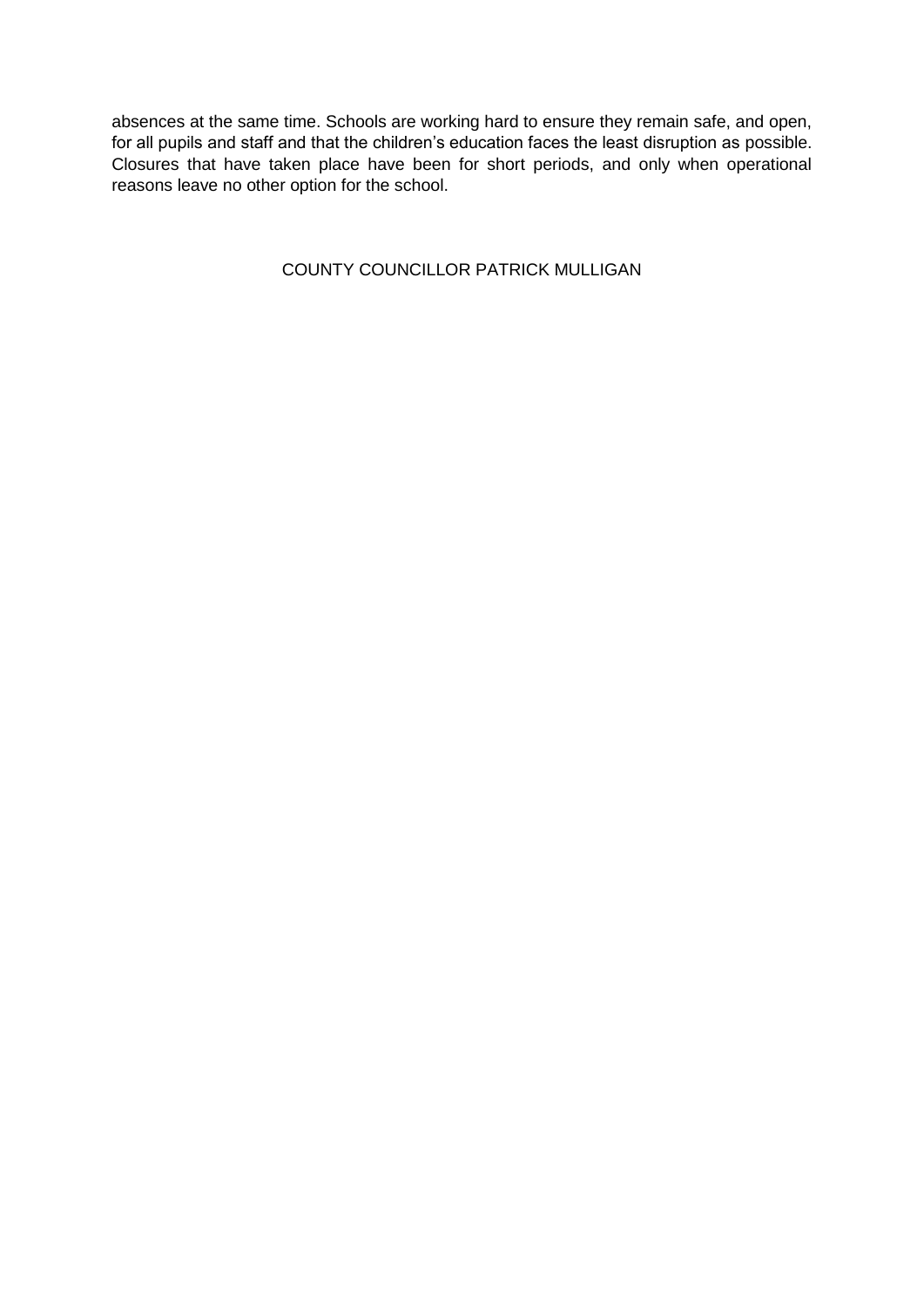absences at the same time. Schools are working hard to ensure they remain safe, and open, for all pupils and staff and that the children's education faces the least disruption as possible. Closures that have taken place have been for short periods, and only when operational reasons leave no other option for the school.

COUNTY COUNCILLOR PATRICK MULLIGAN